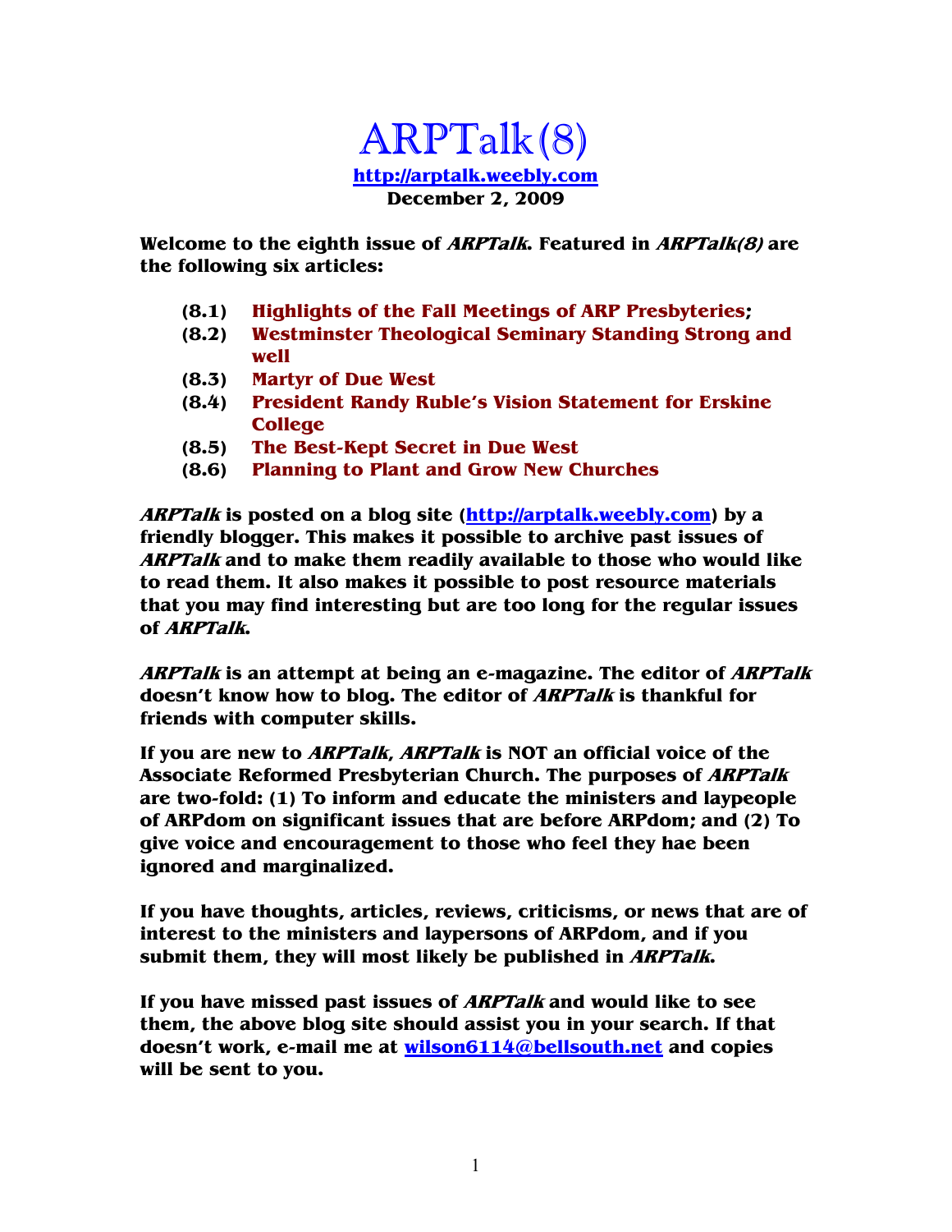# ARPTalk(8)

**http://arptalk.weebly.com**

**December 2, 2009**

**Welcome to the eighth issue of *ARPTalk*. Featured in *ARPTalk(8)* are the following six articles:**

- **(8.1) Highlights of the Fall Meetings of ARP Presbyteries;**
- **(8.2) Westminster Theological Seminary Standing Strong and well**
- **(8.3) Martyr of Due West**
- **(8.4) President Randy Ruble's Vision Statement for Erskine College**
- **(8.5) The Best-Kept Secret in Due West**
- **(8.6) Planning to Plant and Grow New Churches**

***ARPTalk* is posted on a blog site (http://arptalk.weebly.com) by a friendly blogger. This makes it possible to archive past issues of *ARPTalk* and to make them readily available to those who would like to read them. It also makes it possible to post resource materials that you may find interesting but are too long for the regular issues of *ARPTalk*.**

***ARPTalk* is an attempt at being an e-magazine. The editor of *ARPTalk* doesn't know how to blog. The editor of *ARPTalk* is thankful for friends with computer skills.**

**If you are new to *ARPTalk*, *ARPTalk* is NOT an official voice of the Associate Reformed Presbyterian Church. The purposes of *ARPTalk* are two-fold: (1) To inform and educate the ministers and laypeople of ARPdom on significant issues that are before ARPdom; and (2) To give voice and encouragement to those who feel they hae been ignored and marginalized.**

**If you have thoughts, articles, reviews, criticisms, or news that are of interest to the ministers and laypersons of ARPdom, and if you submit them, they will most likely be published in *ARPTalk*.**

**If you have missed past issues of *ARPTalk* and would like to see them, the above blog site should assist you in your search. If that doesn't work, e-mail me at wilson6114@bellsouth.net and copies will be sent to you.**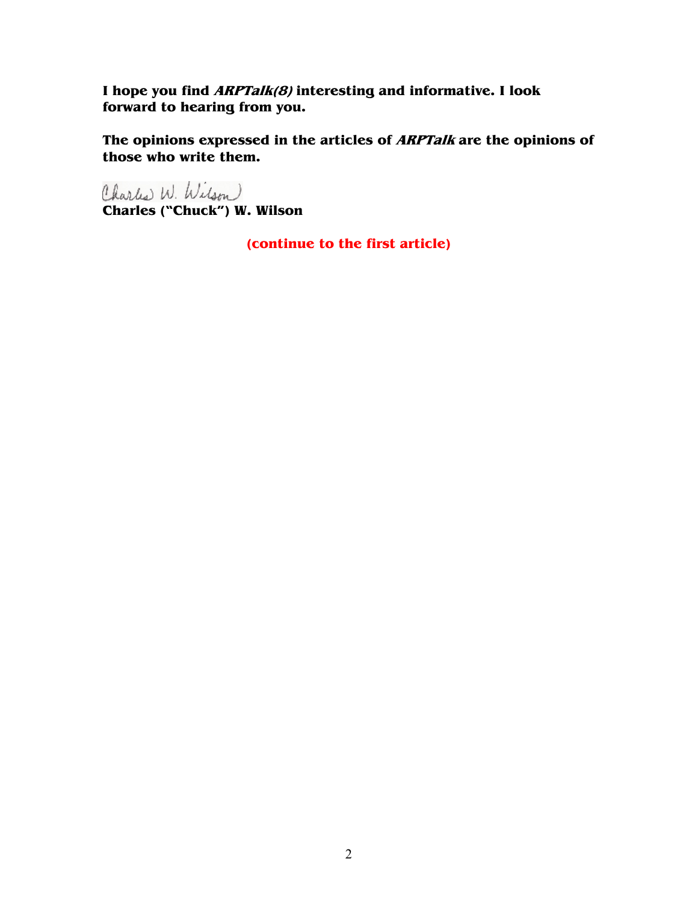**I hope you find *ARPTalk(8)* interesting and informative. I look forward to hearing from you.**

**The opinions expressed in the articles of *ARPTalk* are the opinions of those who write them.**

Charles W. Wilson

**Charles ("Chuck") W. Wilson**

**(continue to the first article)**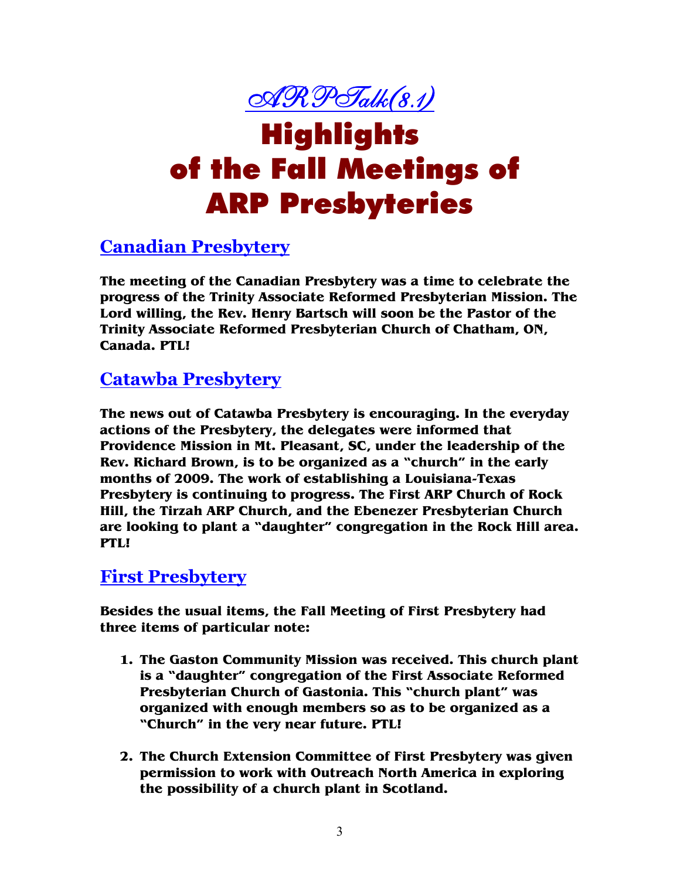*ARPTalk(8.1)*

# Highlights of the Fall Meetings of ARP Presbyteries

## Canadian Presbytery

**The meeting of the Canadian Presbytery was a time to celebrate the progress of the Trinity Associate Reformed Presbyterian Mission. The Lord willing, the Rev. Henry Bartsch will soon be the Pastor of the Trinity Associate Reformed Presbyterian Church of Chatham, ON, Canada. PTL!**

## Catawba Presbytery

**The news out of Catawba Presbytery is encouraging. In the everyday actions of the Presbytery, the delegates were informed that Providence Mission in Mt. Pleasant, SC, under the leadership of the Rev. Richard Brown, is to be organized as a "church" in the early months of 2009. The work of establishing a Louisiana-Texas Presbytery is continuing to progress. The First ARP Church of Rock Hill, the Tirzah ARP Church, and the Ebenezer Presbyterian Church are looking to plant a "daughter" congregation in the Rock Hill area. PTL!**

## First Presbytery

**Besides the usual items, the Fall Meeting of First Presbytery had three items of particular note:**

1. **The Gaston Community Mission was received. This church plant is a "daughter" congregation of the First Associate Reformed Presbyterian Church of Gastonia. This "church plant" was organized with enough members so as to be organized as a "Church" in the very near future. PTL!**

2. **The Church Extension Committee of First Presbytery was given permission to work with Outreach North America in exploring the possibility of a church plant in Scotland.**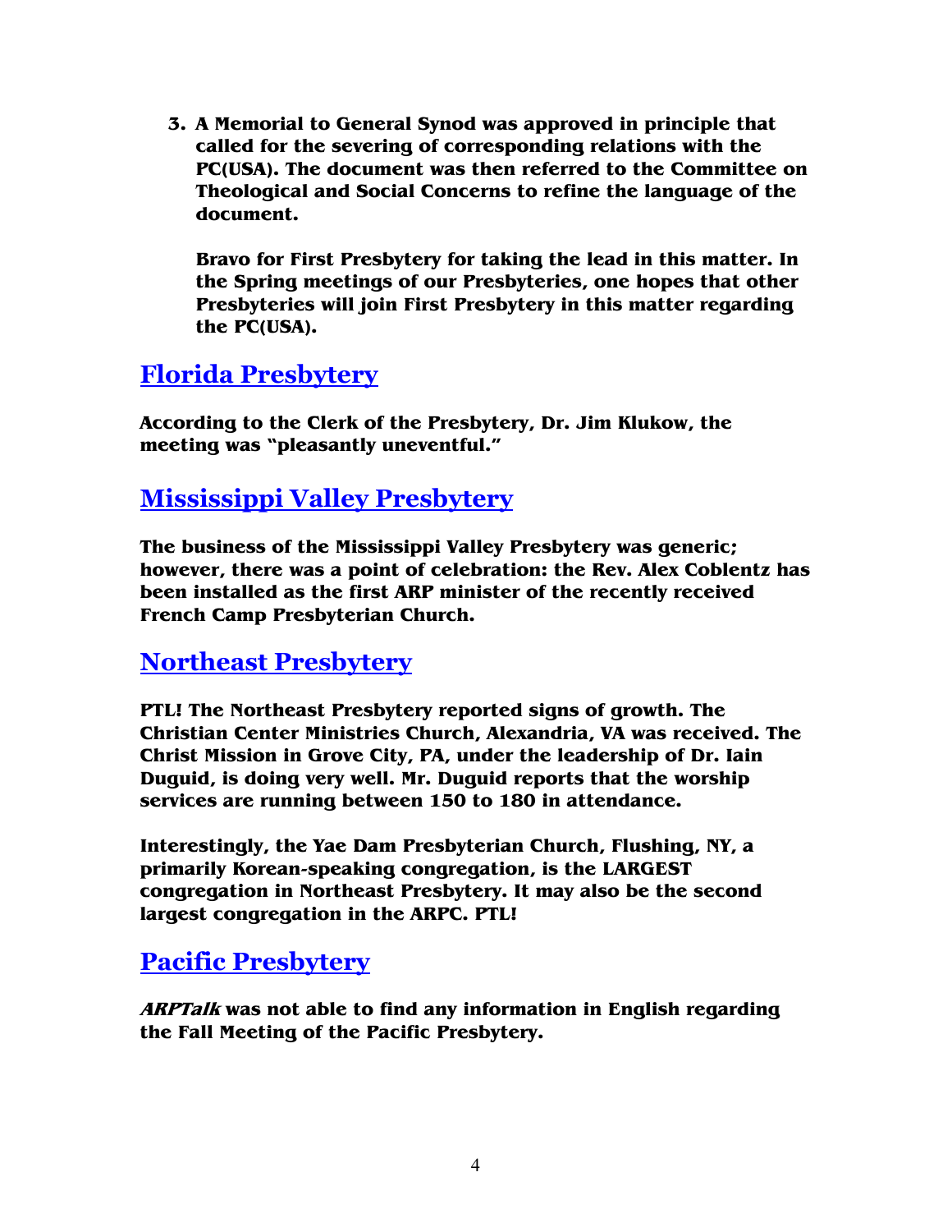3. **A Memorial to General Synod was approved in principle that called for the severing of corresponding relations with the PC(USA). The document was then referred to the Committee on Theological and Social Concerns to refine the language of the document.**

   **Bravo for First Presbytery for taking the lead in this matter. In the Spring meetings of our Presbyteries, one hopes that other Presbyteries will join First Presbytery in this matter regarding the PC(USA).**

## Florida Presbytery

**According to the Clerk of the Presbytery, Dr. Jim Klukow, the meeting was "pleasantly uneventful."**

## Mississippi Valley Presbytery

**The business of the Mississippi Valley Presbytery was generic; however, there was a point of celebration: the Rev. Alex Coblentz has been installed as the first ARP minister of the recently received French Camp Presbyterian Church.**

## Northeast Presbytery

**PTL! The Northeast Presbytery reported signs of growth. The Christian Center Ministries Church, Alexandria, VA was received. The Christ Mission in Grove City, PA, under the leadership of Dr. Iain Duguid, is doing very well. Mr. Duguid reports that the worship services are running between 150 to 180 in attendance.**

**Interestingly, the Yae Dam Presbyterian Church, Flushing, NY, a primarily Korean-speaking congregation, is the LARGEST congregation in Northeast Presbytery. It may also be the second largest congregation in the ARPC. PTL!**

## Pacific Presbytery

***ARPTalk* was not able to find any information in English regarding the Fall Meeting of the Pacific Presbytery.**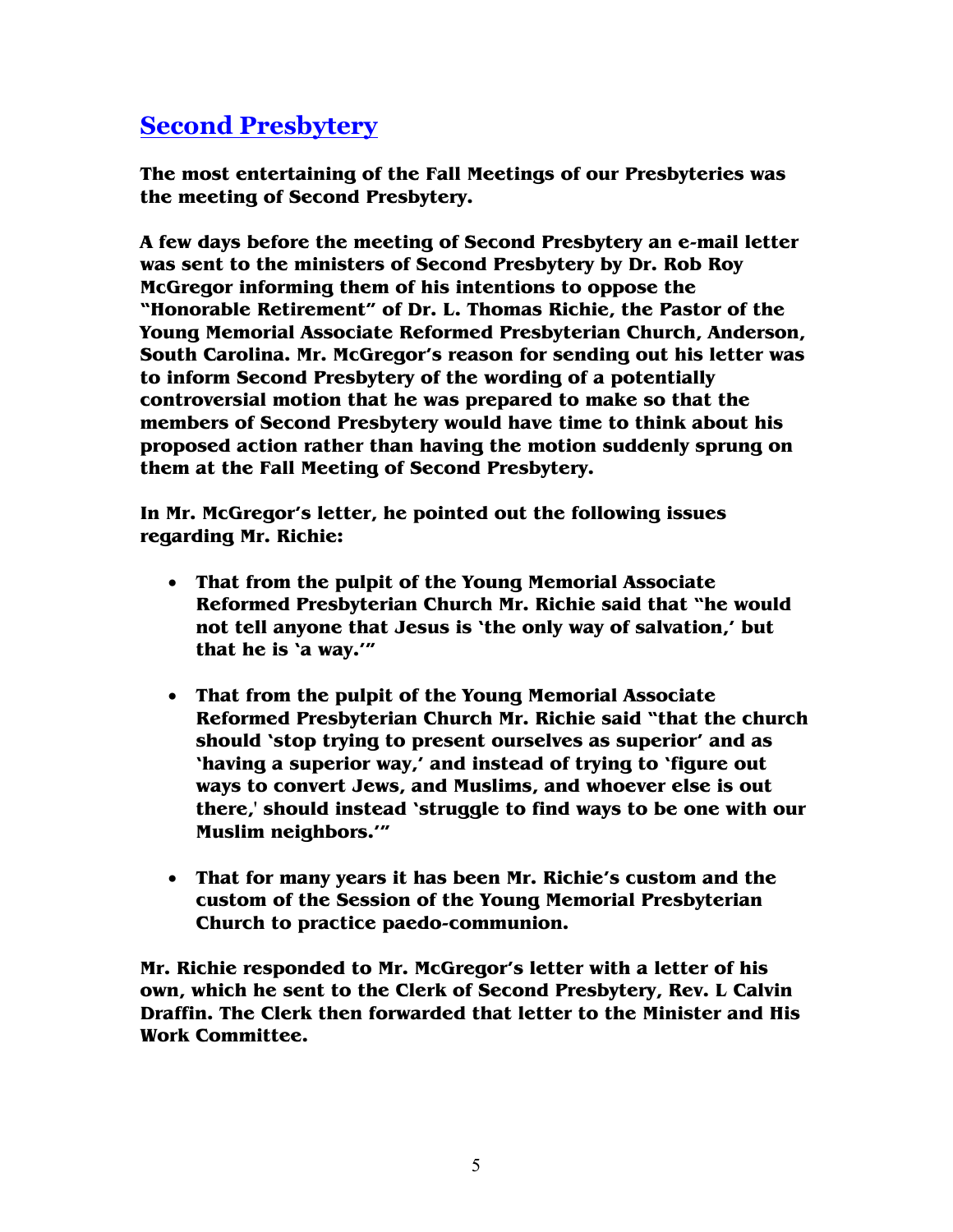## Second Presbytery

**The most entertaining of the Fall Meetings of our Presbyteries was the meeting of Second Presbytery.**

**A few days before the meeting of Second Presbytery an e-mail letter was sent to the ministers of Second Presbytery by Dr. Rob Roy McGregor informing them of his intentions to oppose the "Honorable Retirement" of Dr. L. Thomas Richie, the Pastor of the Young Memorial Associate Reformed Presbyterian Church, Anderson, South Carolina. Mr. McGregor's reason for sending out his letter was to inform Second Presbytery of the wording of a potentially controversial motion that he was prepared to make so that the members of Second Presbytery would have time to think about his proposed action rather than having the motion suddenly sprung on them at the Fall Meeting of Second Presbytery.**

**In Mr. McGregor's letter, he pointed out the following issues regarding Mr. Richie:**

- **That from the pulpit of the Young Memorial Associate Reformed Presbyterian Church Mr. Richie said that "he would not tell anyone that Jesus is 'the only way of salvation,' but that he is 'a way.'"**

- **That from the pulpit of the Young Memorial Associate Reformed Presbyterian Church Mr. Richie said "that the church should 'stop trying to present ourselves as superior' and as 'having a superior way,' and instead of trying to 'figure out ways to convert Jews, and Muslims, and whoever else is out there,' should instead 'struggle to find ways to be one with our Muslim neighbors.'"**

- **That for many years it has been Mr. Richie's custom and the custom of the Session of the Young Memorial Presbyterian Church to practice paedo-communion.**

**Mr. Richie responded to Mr. McGregor's letter with a letter of his own, which he sent to the Clerk of Second Presbytery, Rev. L Calvin Draffin. The Clerk then forwarded that letter to the Minister and His Work Committee.**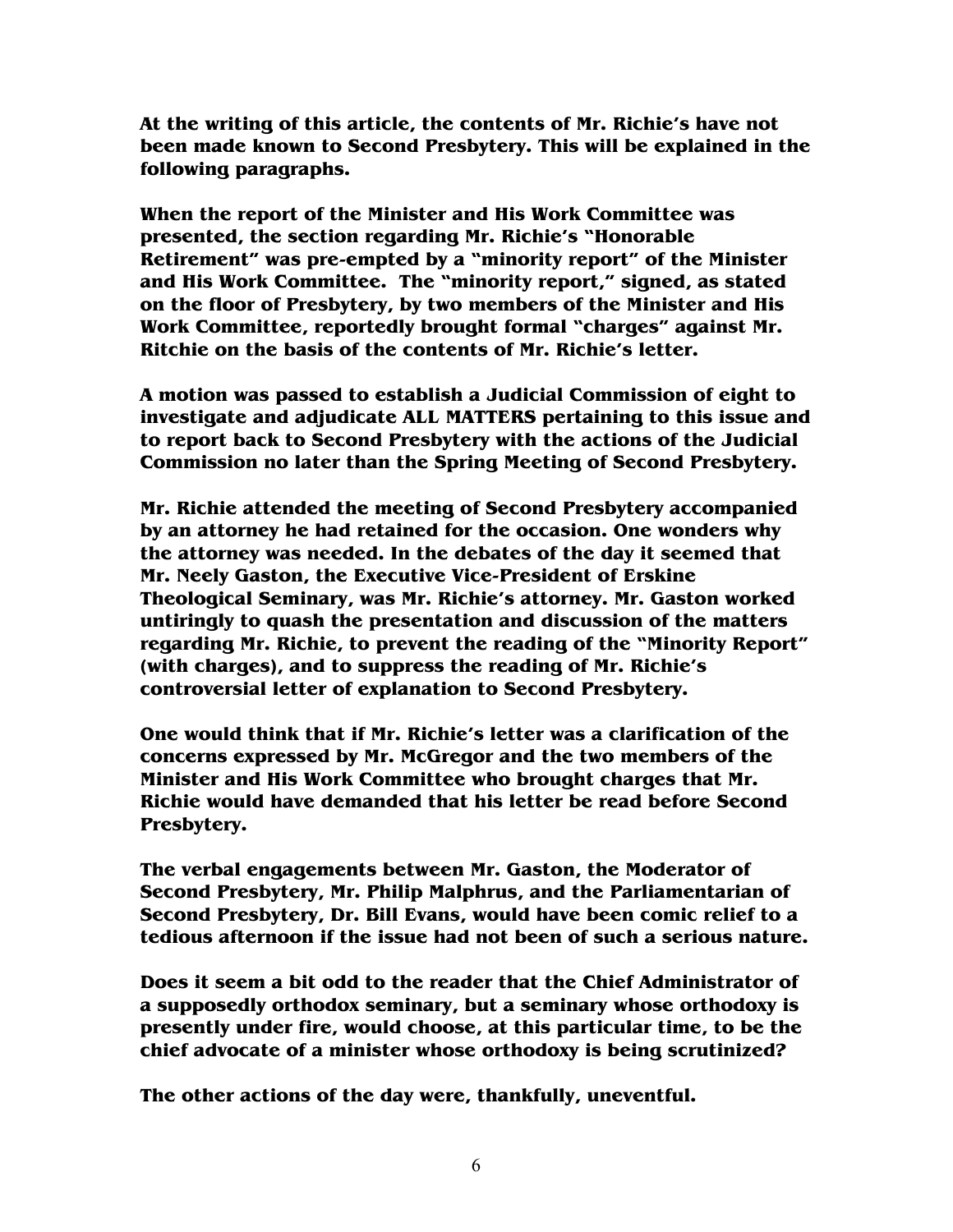**At the writing of this article, the contents of Mr. Richie's have not been made known to Second Presbytery. This will be explained in the following paragraphs.**

**When the report of the Minister and His Work Committee was presented, the section regarding Mr. Richie's "Honorable Retirement" was pre-empted by a "minority report" of the Minister and His Work Committee. The "minority report," signed, as stated on the floor of Presbytery, by two members of the Minister and His Work Committee, reportedly brought formal "charges" against Mr. Ritchie on the basis of the contents of Mr. Richie's letter.**

**A motion was passed to establish a Judicial Commission of eight to investigate and adjudicate ALL MATTERS pertaining to this issue and to report back to Second Presbytery with the actions of the Judicial Commission no later than the Spring Meeting of Second Presbytery.**

**Mr. Richie attended the meeting of Second Presbytery accompanied by an attorney he had retained for the occasion. One wonders why the attorney was needed. In the debates of the day it seemed that Mr. Neely Gaston, the Executive Vice-President of Erskine Theological Seminary, was Mr. Richie's attorney. Mr. Gaston worked untiringly to quash the presentation and discussion of the matters regarding Mr. Richie, to prevent the reading of the "Minority Report" (with charges), and to suppress the reading of Mr. Richie's controversial letter of explanation to Second Presbytery.**

**One would think that if Mr. Richie's letter was a clarification of the concerns expressed by Mr. McGregor and the two members of the Minister and His Work Committee who brought charges that Mr. Richie would have demanded that his letter be read before Second Presbytery.**

**The verbal engagements between Mr. Gaston, the Moderator of Second Presbytery, Mr. Philip Malphrus, and the Parliamentarian of Second Presbytery, Dr. Bill Evans, would have been comic relief to a tedious afternoon if the issue had not been of such a serious nature.**

**Does it seem a bit odd to the reader that the Chief Administrator of a supposedly orthodox seminary, but a seminary whose orthodoxy is presently under fire, would choose, at this particular time, to be the chief advocate of a minister whose orthodoxy is being scrutinized?**

**The other actions of the day were, thankfully, uneventful.**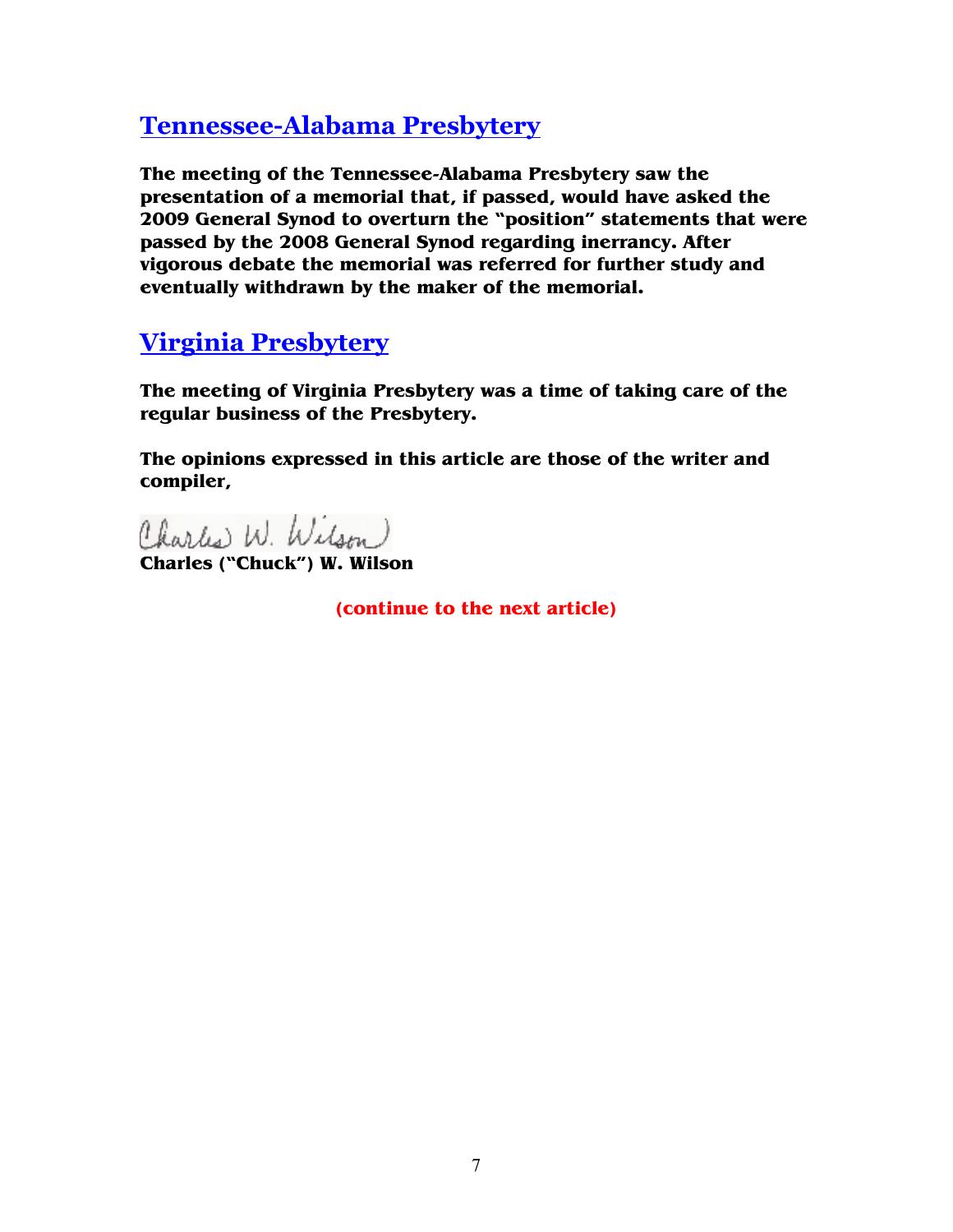## Tennessee-Alabama Presbytery

**The meeting of the Tennessee-Alabama Presbytery saw the presentation of a memorial that, if passed, would have asked the 2009 General Synod to overturn the "position" statements that were passed by the 2008 General Synod regarding inerrancy. After vigorous debate the memorial was referred for further study and eventually withdrawn by the maker of the memorial.**

## Virginia Presbytery

**The meeting of Virginia Presbytery was a time of taking care of the regular business of the Presbytery.**

**The opinions expressed in this article are those of the writer and compiler,**

Charles W. Wilson

**Charles ("Chuck") W. Wilson**

**(continue to the next article)**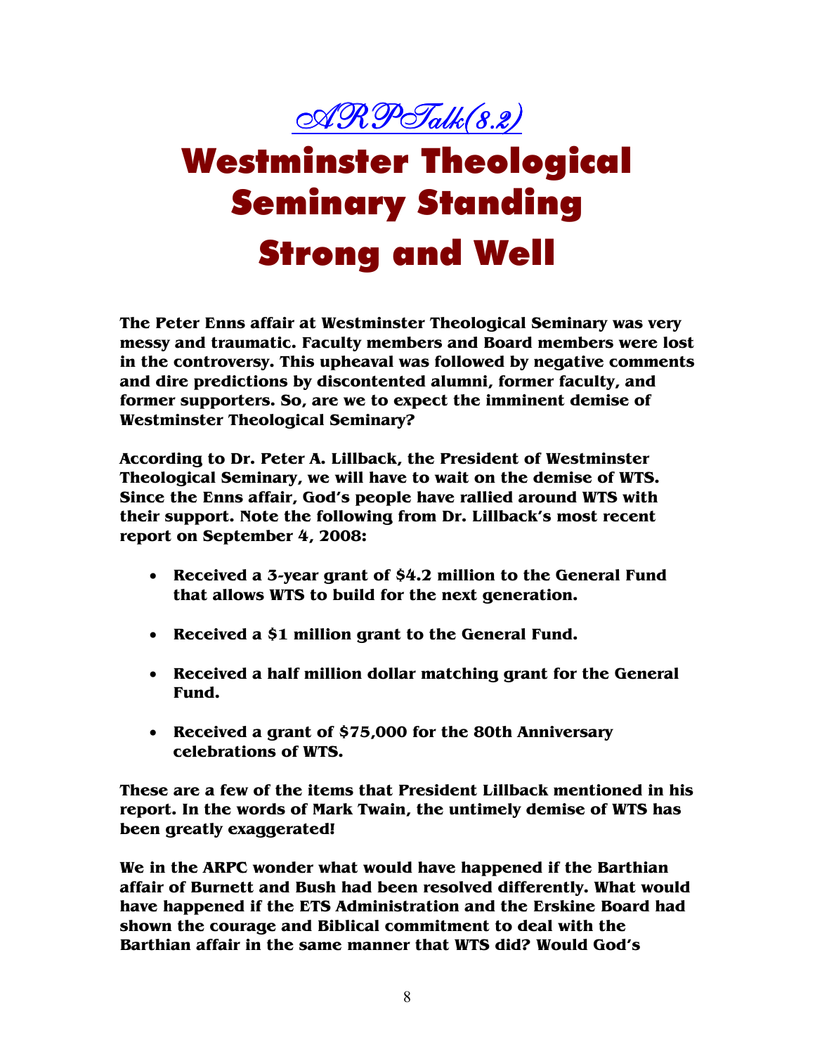*ARPTalk(8.2)*

# Westminster Theological Seminary Standing Strong and Well

**The Peter Enns affair at Westminster Theological Seminary was very messy and traumatic. Faculty members and Board members were lost in the controversy. This upheaval was followed by negative comments and dire predictions by discontented alumni, former faculty, and former supporters. So, are we to expect the imminent demise of Westminster Theological Seminary?**

**According to Dr. Peter A. Lillback, the President of Westminster Theological Seminary, we will have to wait on the demise of WTS. Since the Enns affair, God's people have rallied around WTS with their support. Note the following from Dr. Lillback's most recent report on September 4, 2008:**

- **Received a 3-year grant of $4.2 million to the General Fund that allows WTS to build for the next generation.**
- **Received a $1 million grant to the General Fund.**
- **Received a half million dollar matching grant for the General Fund.**
- **Received a grant of $75,000 for the 80th Anniversary celebrations of WTS.**

**These are a few of the items that President Lillback mentioned in his report. In the words of Mark Twain, the untimely demise of WTS has been greatly exaggerated!**

**We in the ARPC wonder what would have happened if the Barthian affair of Burnett and Bush had been resolved differently. What would have happened if the ETS Administration and the Erskine Board had shown the courage and Biblical commitment to deal with the Barthian affair in the same manner that WTS did? Would God's**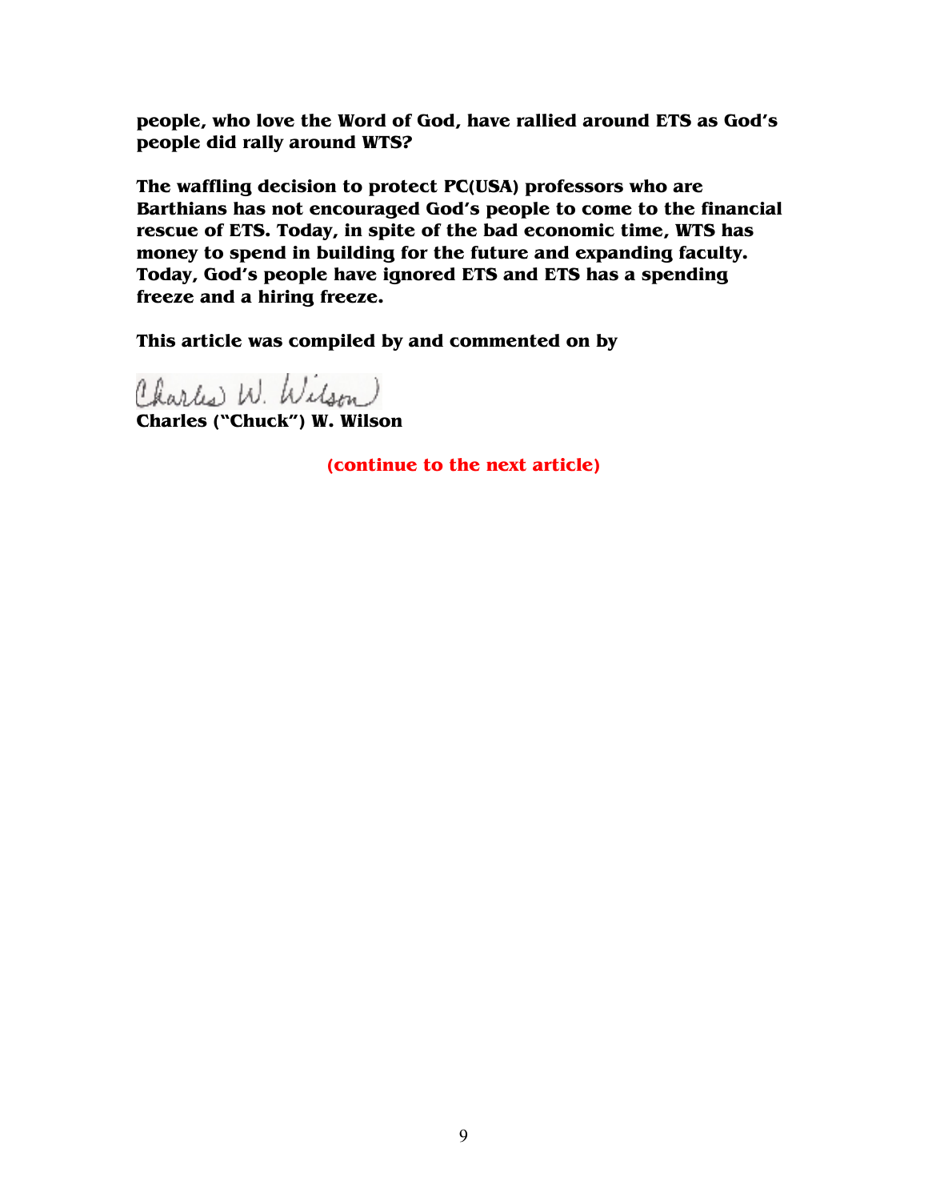**people, who love the Word of God, have rallied around ETS as God's people did rally around WTS?**

**The waffling decision to protect PC(USA) professors who are Barthians has not encouraged God's people to come to the financial rescue of ETS. Today, in spite of the bad economic time, WTS has money to spend in building for the future and expanding faculty. Today, God's people have ignored ETS and ETS has a spending freeze and a hiring freeze.**

**This article was compiled by and commented on by**

Charles W. Wilson

**Charles ("Chuck") W. Wilson**

**(continue to the next article)**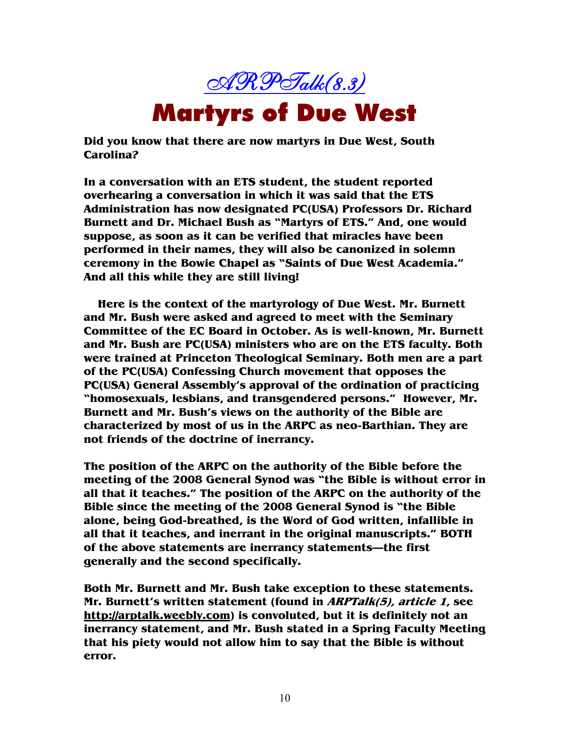*ARPTalk(8.3)*

# Martyrs of Due West

**Did you know that there are now martyrs in Due West, South Carolina?**

**In a conversation with an ETS student, the student reported overhearing a conversation in which it was said that the ETS Administration has now designated PC(USA) Professors Dr. Richard Burnett and Dr. Michael Bush as "Martyrs of ETS." And, one would suppose, as soon as it can be verified that miracles have been performed in their names, they will also be canonized in solemn ceremony in the Bowie Chapel as "Saints of Due West Academia." And all this while they are still living!**

**Here is the context of the martyrology of Due West. Mr. Burnett and Mr. Bush were asked and agreed to meet with the Seminary Committee of the EC Board in October. As is well-known, Mr. Burnett and Mr. Bush are PC(USA) ministers who are on the ETS faculty. Both were trained at Princeton Theological Seminary. Both men are a part of the PC(USA) Confessing Church movement that opposes the PC(USA) General Assembly's approval of the ordination of practicing "homosexuals, lesbians, and transgendered persons." However, Mr. Burnett and Mr. Bush's views on the authority of the Bible are characterized by most of us in the ARPC as neo-Barthian. They are not friends of the doctrine of inerrancy.**

**The position of the ARPC on the authority of the Bible before the meeting of the 2008 General Synod was "the Bible is without error in all that it teaches." The position of the ARPC on the authority of the Bible since the meeting of the 2008 General Synod is "the Bible alone, being God-breathed, is the Word of God written, infallible in all that it teaches, and inerrant in the original manuscripts." BOTH of the above statements are inerrancy statements—the first generally and the second specifically.**

**Both Mr. Burnett and Mr. Bush take exception to these statements. Mr. Burnett's written statement (found in *ARPTalk(5), article 1,* see http://arptalk.weebly.com) is convoluted, but it is definitely not an inerrancy statement, and Mr. Bush stated in a Spring Faculty Meeting that his piety would not allow him to say that the Bible is without error.**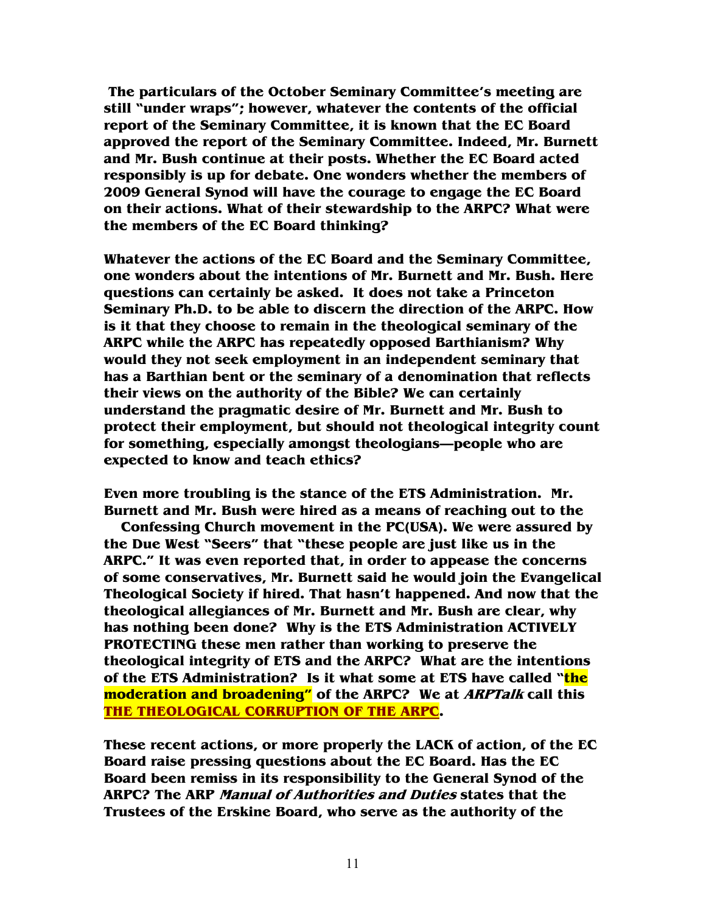**The particulars of the October Seminary Committee's meeting are still "under wraps"; however, whatever the contents of the official report of the Seminary Committee, it is known that the EC Board approved the report of the Seminary Committee. Indeed, Mr. Burnett and Mr. Bush continue at their posts. Whether the EC Board acted responsibly is up for debate. One wonders whether the members of 2009 General Synod will have the courage to engage the EC Board on their actions. What of their stewardship to the ARPC? What were the members of the EC Board thinking?**

**Whatever the actions of the EC Board and the Seminary Committee, one wonders about the intentions of Mr. Burnett and Mr. Bush. Here questions can certainly be asked. It does not take a Princeton Seminary Ph.D. to be able to discern the direction of the ARPC. How is it that they choose to remain in the theological seminary of the ARPC while the ARPC has repeatedly opposed Barthianism? Why would they not seek employment in an independent seminary that has a Barthian bent or the seminary of a denomination that reflects their views on the authority of the Bible? We can certainly understand the pragmatic desire of Mr. Burnett and Mr. Bush to protect their employment, but should not theological integrity count for something, especially amongst theologians—people who are expected to know and teach ethics?**

**Even more troubling is the stance of the ETS Administration. Mr. Burnett and Mr. Bush were hired as a means of reaching out to the Confessing Church movement in the PC(USA). We were assured by the Due West "Seers" that "these people are just like us in the ARPC." It was even reported that, in order to appease the concerns of some conservatives, Mr. Burnett said he would join the Evangelical Theological Society if hired. That hasn't happened. And now that the theological allegiances of Mr. Burnett and Mr. Bush are clear, why has nothing been done? Why is the ETS Administration ACTIVELY PROTECTING these men rather than working to preserve the theological integrity of ETS and the ARPC? What are the intentions of the ETS Administration? Is it what some at ETS have called "the moderation and broadening" of the ARPC? We at *ARPTalk* call this THE THEOLOGICAL CORRUPTION OF THE ARPC.**

**These recent actions, or more properly the LACK of action, of the EC Board raise pressing questions about the EC Board. Has the EC Board been remiss in its responsibility to the General Synod of the ARPC? The ARP *Manual of Authorities and Duties* states that the Trustees of the Erskine Board, who serve as the authority of the**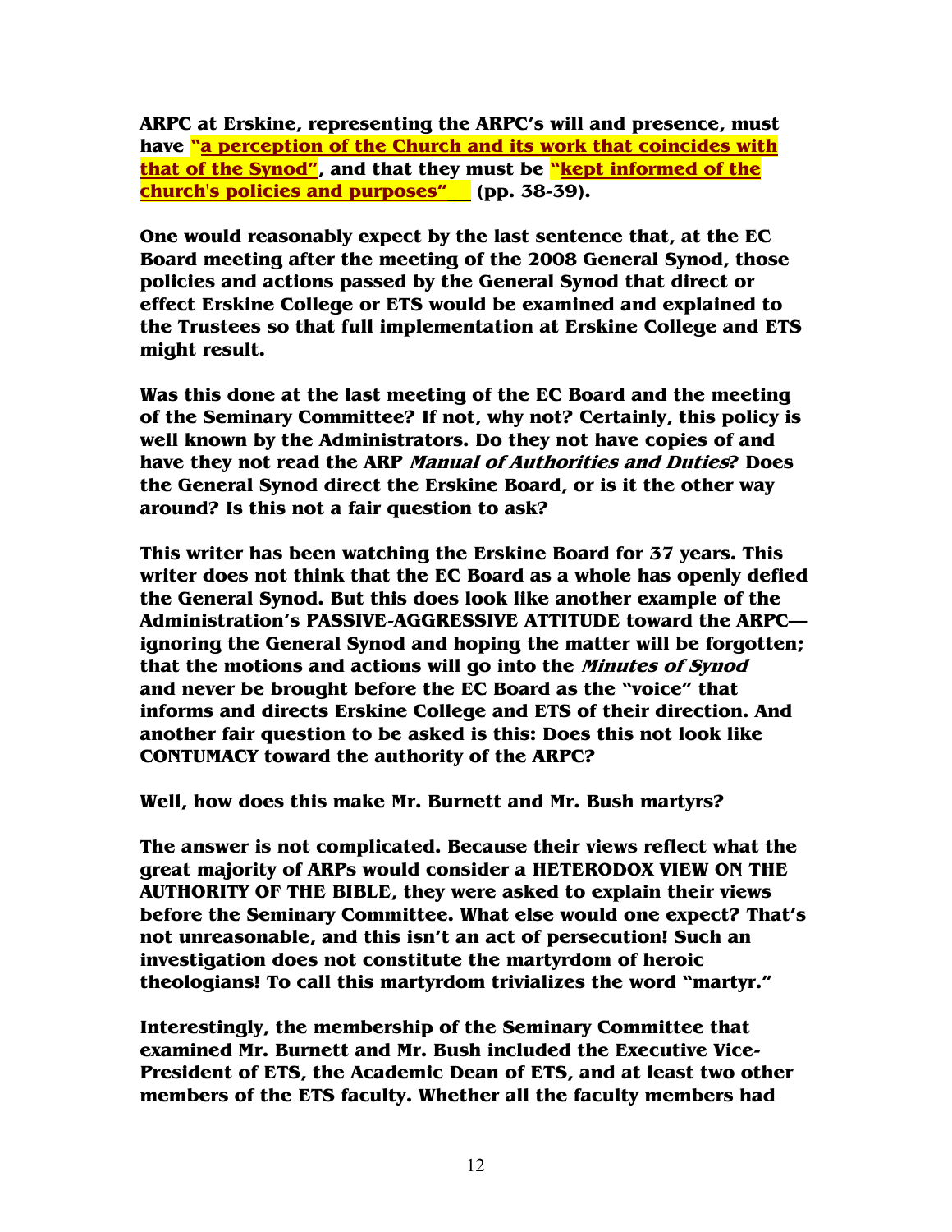**ARPC at Erskine, representing the ARPC's will and presence, must have "a perception of the Church and its work that coincides with that of the Synod", and that they must be "kept informed of the church's policies and purposes" (pp. 38-39).**

**One would reasonably expect by the last sentence that, at the EC Board meeting after the meeting of the 2008 General Synod, those policies and actions passed by the General Synod that direct or effect Erskine College or ETS would be examined and explained to the Trustees so that full implementation at Erskine College and ETS might result.**

**Was this done at the last meeting of the EC Board and the meeting of the Seminary Committee? If not, why not? Certainly, this policy is well known by the Administrators. Do they not have copies of and have they not read the ARP *Manual of Authorities and Duties*? Does the General Synod direct the Erskine Board, or is it the other way around? Is this not a fair question to ask?**

**This writer has been watching the Erskine Board for 37 years. This writer does not think that the EC Board as a whole has openly defied the General Synod. But this does look like another example of the Administration's PASSIVE-AGGRESSIVE ATTITUDE toward the ARPC—ignoring the General Synod and hoping the matter will be forgotten; that the motions and actions will go into the *Minutes of Synod* and never be brought before the EC Board as the "voice" that informs and directs Erskine College and ETS of their direction. And another fair question to be asked is this: Does this not look like CONTUMACY toward the authority of the ARPC?**

**Well, how does this make Mr. Burnett and Mr. Bush martyrs?**

**The answer is not complicated. Because their views reflect what the great majority of ARPs would consider a HETERODOX VIEW ON THE AUTHORITY OF THE BIBLE, they were asked to explain their views before the Seminary Committee. What else would one expect? That's not unreasonable, and this isn't an act of persecution! Such an investigation does not constitute the martyrdom of heroic theologians! To call this martyrdom trivializes the word "martyr."**

**Interestingly, the membership of the Seminary Committee that examined Mr. Burnett and Mr. Bush included the Executive Vice-President of ETS, the Academic Dean of ETS, and at least two other members of the ETS faculty. Whether all the faculty members had**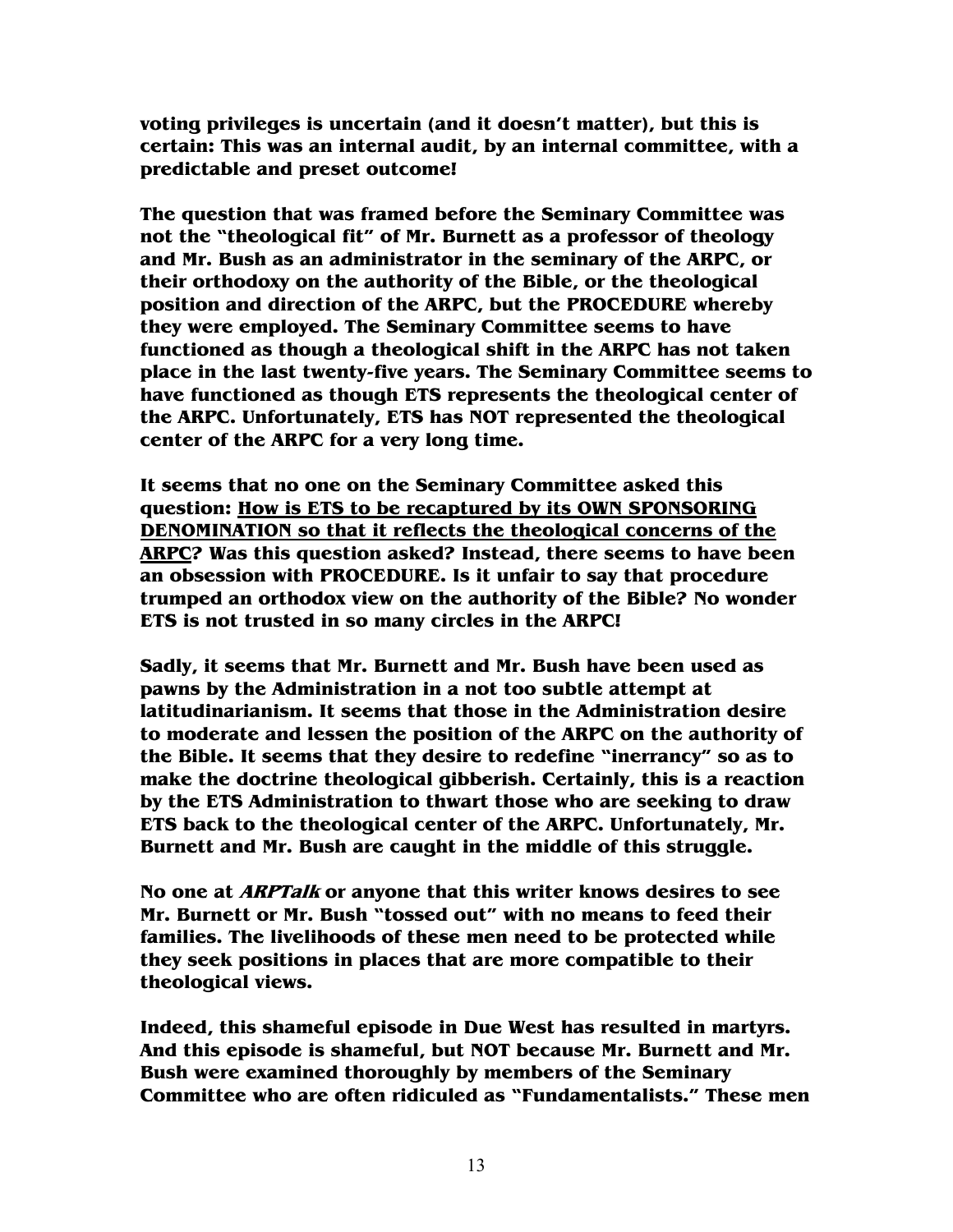**voting privileges is uncertain (and it doesn't matter), but this is certain: This was an internal audit, by an internal committee, with a predictable and preset outcome!**

**The question that was framed before the Seminary Committee was not the "theological fit" of Mr. Burnett as a professor of theology and Mr. Bush as an administrator in the seminary of the ARPC, or their orthodoxy on the authority of the Bible, or the theological position and direction of the ARPC, but the PROCEDURE whereby they were employed. The Seminary Committee seems to have functioned as though a theological shift in the ARPC has not taken place in the last twenty-five years. The Seminary Committee seems to have functioned as though ETS represents the theological center of the ARPC. Unfortunately, ETS has NOT represented the theological center of the ARPC for a very long time.**

**It seems that no one on the Seminary Committee asked this question: <u>How is ETS to be recaptured by its OWN SPONSORING DENOMINATION so that it reflects the theological concerns of the ARPC</u>? Was this question asked? Instead, there seems to have been an obsession with PROCEDURE. Is it unfair to say that procedure trumped an orthodox view on the authority of the Bible? No wonder ETS is not trusted in so many circles in the ARPC!**

**Sadly, it seems that Mr. Burnett and Mr. Bush have been used as pawns by the Administration in a not too subtle attempt at latitudinarianism. It seems that those in the Administration desire to moderate and lessen the position of the ARPC on the authority of the Bible. It seems that they desire to redefine "inerrancy" so as to make the doctrine theological gibberish. Certainly, this is a reaction by the ETS Administration to thwart those who are seeking to draw ETS back to the theological center of the ARPC. Unfortunately, Mr. Burnett and Mr. Bush are caught in the middle of this struggle.**

**No one at *ARPTalk* or anyone that this writer knows desires to see Mr. Burnett or Mr. Bush "tossed out" with no means to feed their families. The livelihoods of these men need to be protected while they seek positions in places that are more compatible to their theological views.**

**Indeed, this shameful episode in Due West has resulted in martyrs. And this episode is shameful, but NOT because Mr. Burnett and Mr. Bush were examined thoroughly by members of the Seminary Committee who are often ridiculed as "Fundamentalists." These men**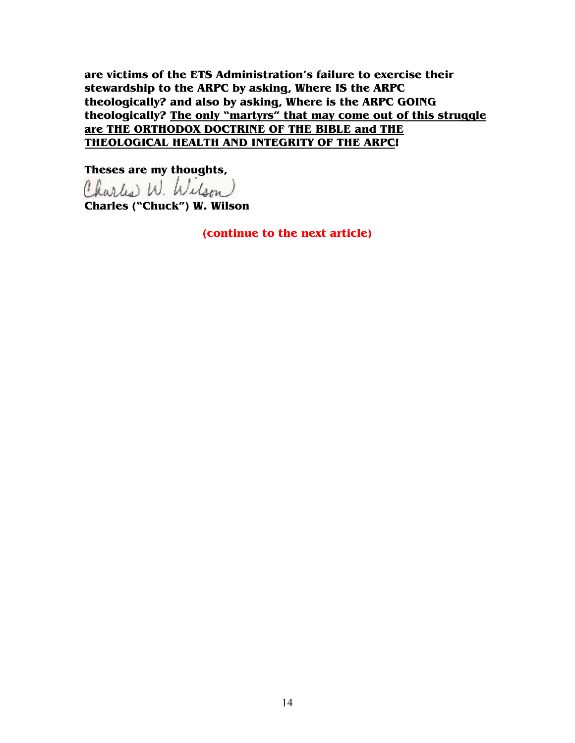**are victims of the ETS Administration's failure to exercise their stewardship to the ARPC by asking, Where IS the ARPC theologically? and also by asking, Where is the ARPC GOING theologically? <u>The only "martyrs" that may come out of this struggle are THE ORTHODOX DOCTRINE OF THE BIBLE and THE THEOLOGICAL HEALTH AND INTEGRITY OF THE ARPC</u>!**

**Theses are my thoughts,**

Charles W. Wilson

**Charles ("Chuck") W. Wilson**

**(continue to the next article)**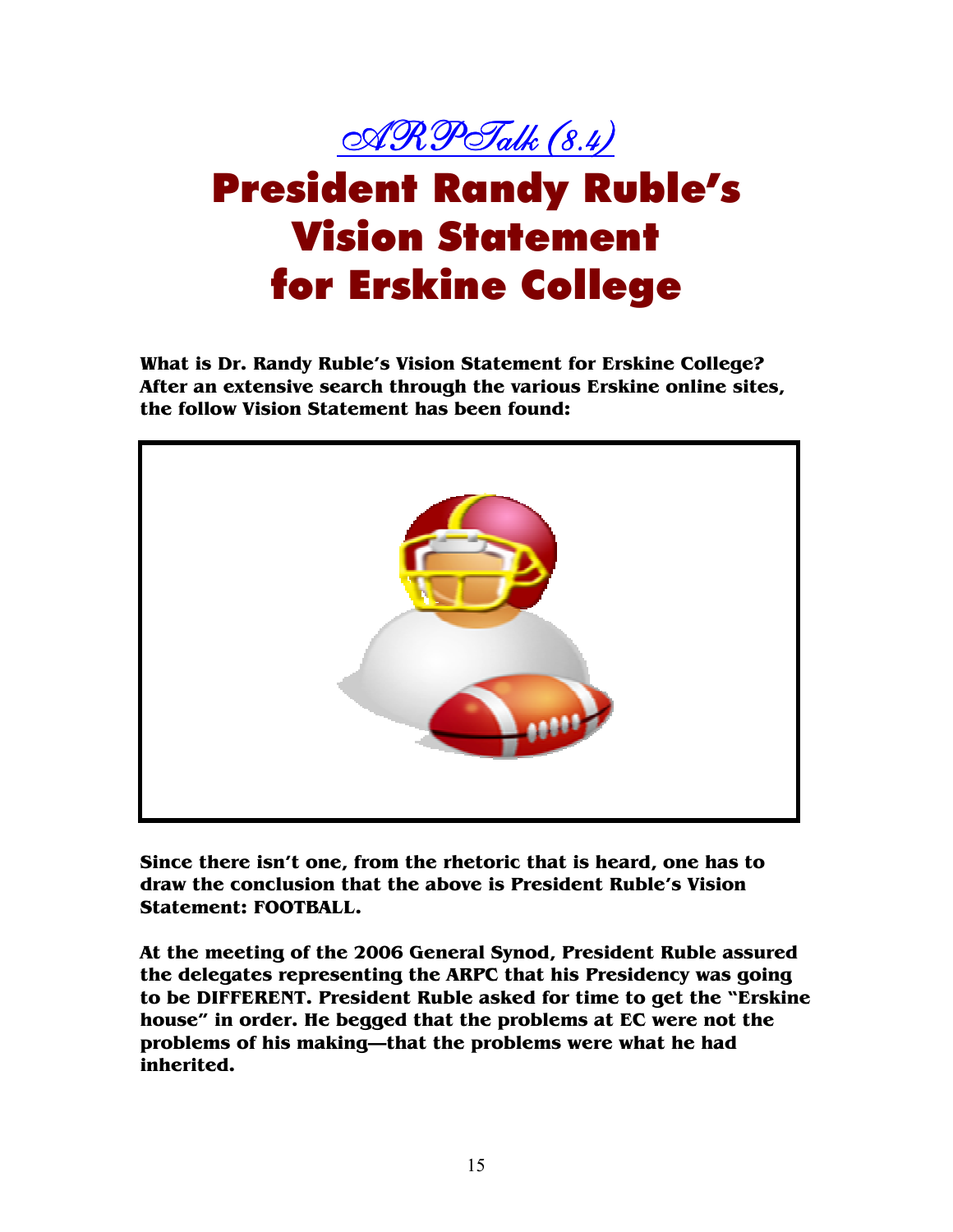*ARPTalk (8.4)*

# President Randy Ruble's Vision Statement for Erskine College

**What is Dr. Randy Ruble's Vision Statement for Erskine College? After an extensive search through the various Erskine online sites, the follow Vision Statement has been found:**

**Since there isn't one, from the rhetoric that is heard, one has to draw the conclusion that the above is President Ruble's Vision Statement: FOOTBALL.**

**At the meeting of the 2006 General Synod, President Ruble assured the delegates representing the ARPC that his Presidency was going to be DIFFERENT. President Ruble asked for time to get the "Erskine house" in order. He begged that the problems at EC were not the problems of his making—that the problems were what he had inherited.**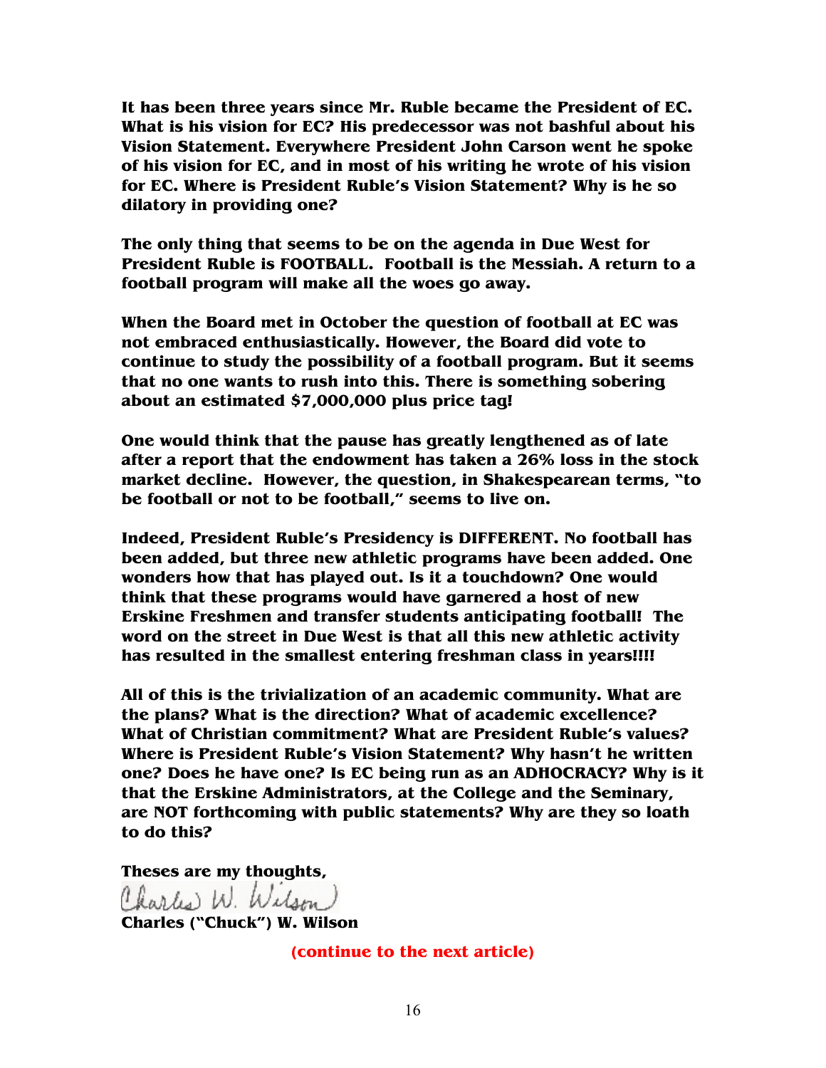**It has been three years since Mr. Ruble became the President of EC. What is his vision for EC? His predecessor was not bashful about his Vision Statement. Everywhere President John Carson went he spoke of his vision for EC, and in most of his writing he wrote of his vision for EC. Where is President Ruble's Vision Statement? Why is he so dilatory in providing one?**

**The only thing that seems to be on the agenda in Due West for President Ruble is FOOTBALL. Football is the Messiah. A return to a football program will make all the woes go away.**

**When the Board met in October the question of football at EC was not embraced enthusiastically. However, the Board did vote to continue to study the possibility of a football program. But it seems that no one wants to rush into this. There is something sobering about an estimated $7,000,000 plus price tag!**

**One would think that the pause has greatly lengthened as of late after a report that the endowment has taken a 26% loss in the stock market decline. However, the question, in Shakespearean terms, "to be football or not to be football," seems to live on.**

**Indeed, President Ruble's Presidency is DIFFERENT. No football has been added, but three new athletic programs have been added. One wonders how that has played out. Is it a touchdown? One would think that these programs would have garnered a host of new Erskine Freshmen and transfer students anticipating football! The word on the street in Due West is that all this new athletic activity has resulted in the smallest entering freshman class in years!!!!**

**All of this is the trivialization of an academic community. What are the plans? What is the direction? What of academic excellence? What of Christian commitment? What are President Ruble's values? Where is President Ruble's Vision Statement? Why hasn't he written one? Does he have one? Is EC being run as an ADHOCRACY? Why is it that the Erskine Administrators, at the College and the Seminary, are NOT forthcoming with public statements? Why are they so loath to do this?**

**Theses are my thoughts,**

Charles W. Wilson

**Charles ("Chuck") W. Wilson**

**(continue to the next article)**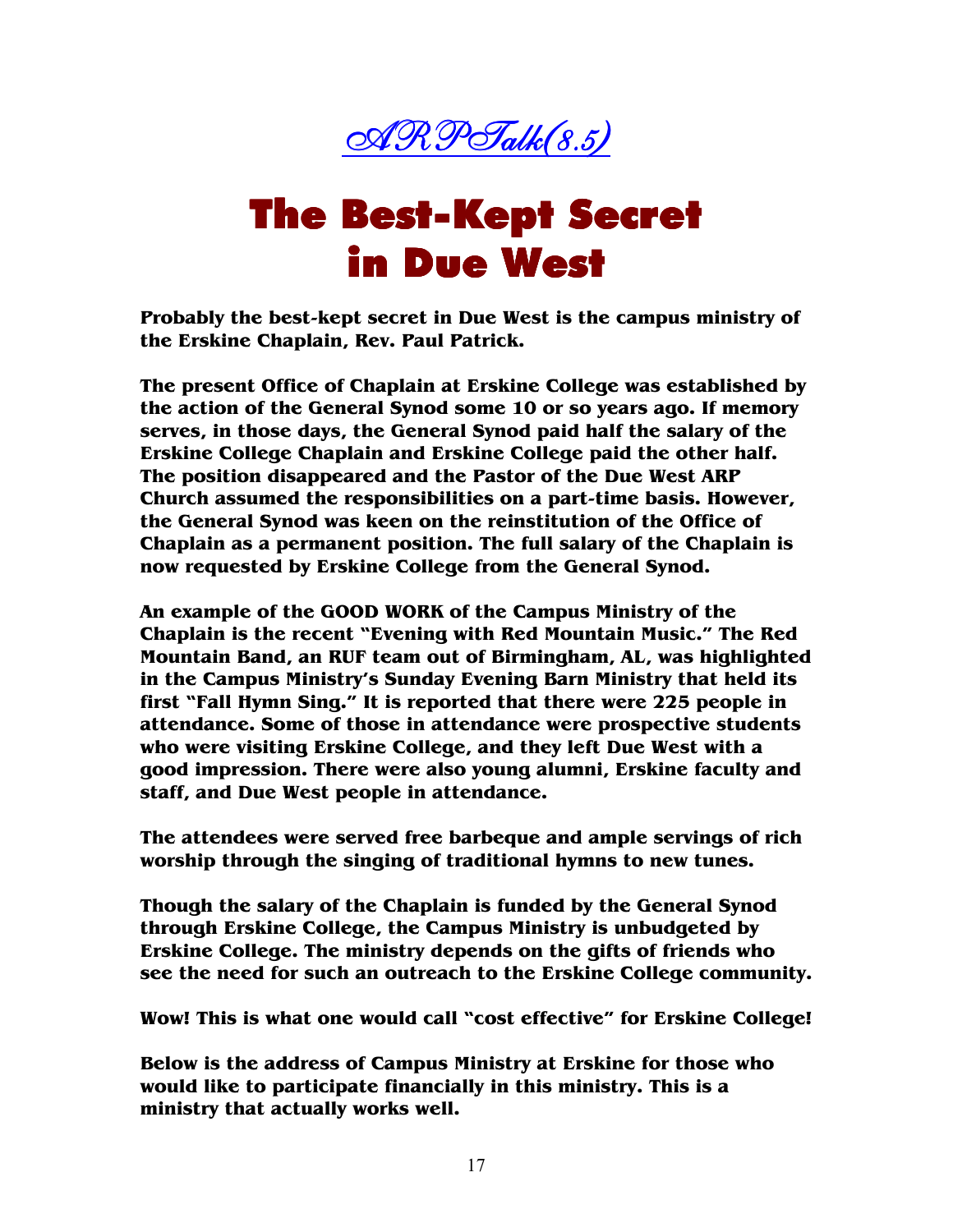*ARPTalk(8.5)*

# The Best-Kept Secret in Due West

**Probably the best-kept secret in Due West is the campus ministry of the Erskine Chaplain, Rev. Paul Patrick.**

**The present Office of Chaplain at Erskine College was established by the action of the General Synod some 10 or so years ago. If memory serves, in those days, the General Synod paid half the salary of the Erskine College Chaplain and Erskine College paid the other half. The position disappeared and the Pastor of the Due West ARP Church assumed the responsibilities on a part-time basis. However, the General Synod was keen on the reinstitution of the Office of Chaplain as a permanent position. The full salary of the Chaplain is now requested by Erskine College from the General Synod.**

**An example of the GOOD WORK of the Campus Ministry of the Chaplain is the recent "Evening with Red Mountain Music." The Red Mountain Band, an RUF team out of Birmingham, AL, was highlighted in the Campus Ministry's Sunday Evening Barn Ministry that held its first "Fall Hymn Sing." It is reported that there were 225 people in attendance. Some of those in attendance were prospective students who were visiting Erskine College, and they left Due West with a good impression. There were also young alumni, Erskine faculty and staff, and Due West people in attendance.**

**The attendees were served free barbeque and ample servings of rich worship through the singing of traditional hymns to new tunes.**

**Though the salary of the Chaplain is funded by the General Synod through Erskine College, the Campus Ministry is unbudgeted by Erskine College. The ministry depends on the gifts of friends who see the need for such an outreach to the Erskine College community.**

**Wow! This is what one would call "cost effective" for Erskine College!**

**Below is the address of Campus Ministry at Erskine for those who would like to participate financially in this ministry. This is a ministry that actually works well.**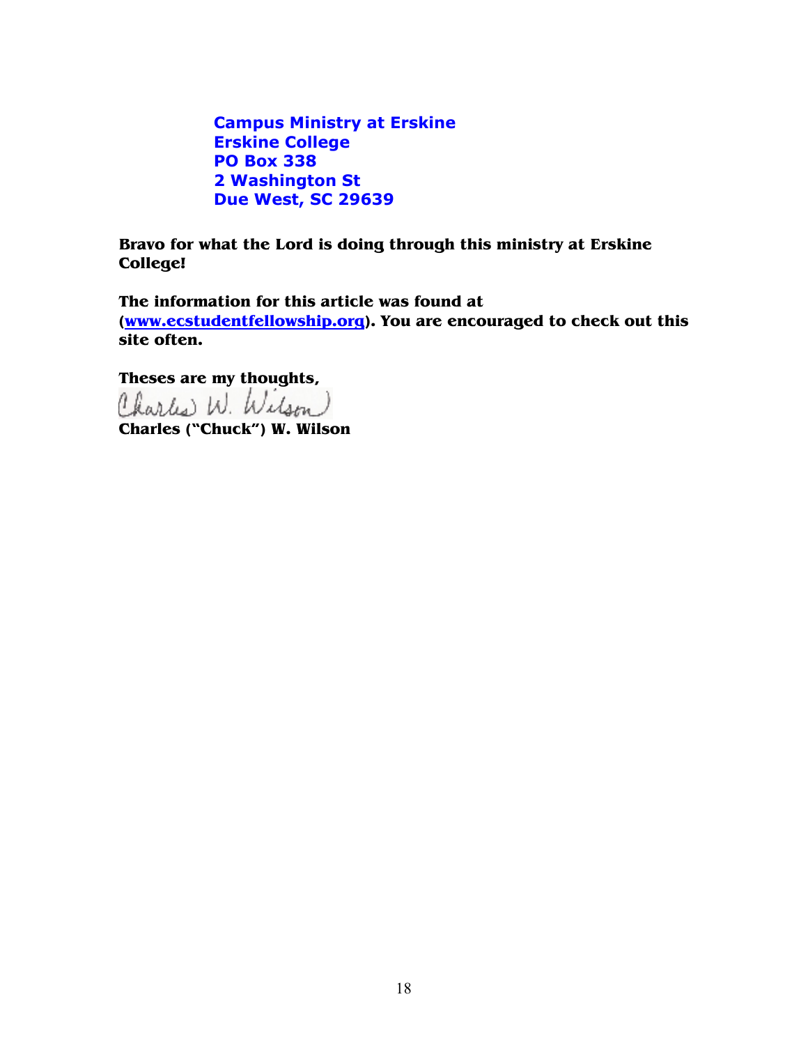**Campus Ministry at Erskine**
**Erskine College**
**PO Box 338**
**2 Washington St**
**Due West, SC 29639**

**Bravo for what the Lord is doing through this ministry at Erskine College!**

**The information for this article was found at ([www.ecstudentfellowship.org](http://www.ecstudentfellowship.org)). You are encouraged to check out this site often.**

**Theses are my thoughts,**

Charles W. Wilson

**Charles ("Chuck") W. Wilson**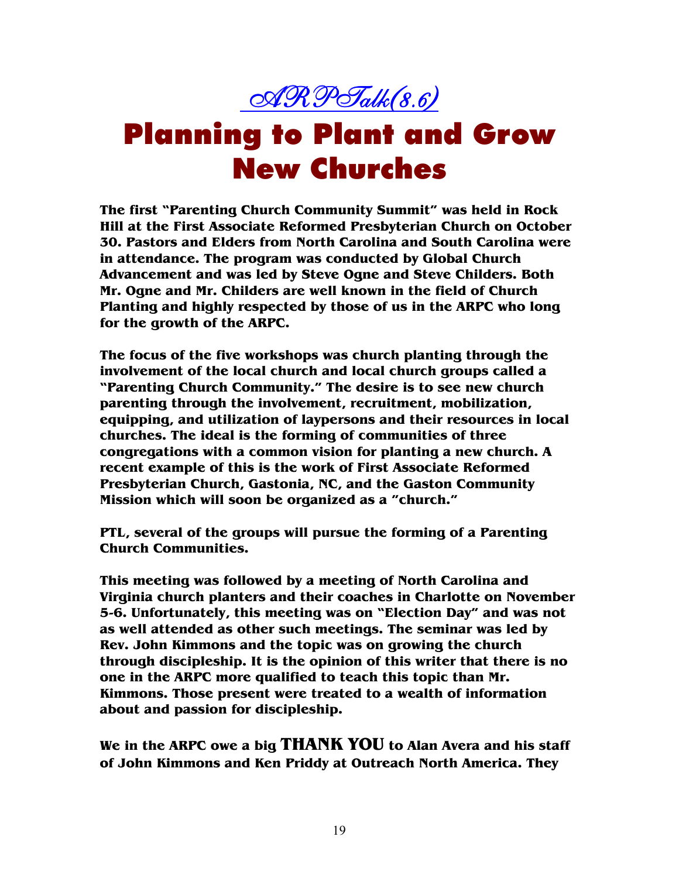*ARPTalk(8.6)*

# Planning to Plant and Grow New Churches

**The first "Parenting Church Community Summit" was held in Rock Hill at the First Associate Reformed Presbyterian Church on October 30. Pastors and Elders from North Carolina and South Carolina were in attendance. The program was conducted by Global Church Advancement and was led by Steve Ogne and Steve Childers. Both Mr. Ogne and Mr. Childers are well known in the field of Church Planting and highly respected by those of us in the ARPC who long for the growth of the ARPC.**

**The focus of the five workshops was church planting through the involvement of the local church and local church groups called a "Parenting Church Community." The desire is to see new church parenting through the involvement, recruitment, mobilization, equipping, and utilization of laypersons and their resources in local churches. The ideal is the forming of communities of three congregations with a common vision for planting a new church. A recent example of this is the work of First Associate Reformed Presbyterian Church, Gastonia, NC, and the Gaston Community Mission which will soon be organized as a "church."**

**PTL, several of the groups will pursue the forming of a Parenting Church Communities.**

**This meeting was followed by a meeting of North Carolina and Virginia church planters and their coaches in Charlotte on November 5-6. Unfortunately, this meeting was on "Election Day" and was not as well attended as other such meetings. The seminar was led by Rev. John Kimmons and the topic was on growing the church through discipleship. It is the opinion of this writer that there is no one in the ARPC more qualified to teach this topic than Mr. Kimmons. Those present were treated to a wealth of information about and passion for discipleship.**

**We in the ARPC owe a big THANK YOU to Alan Avera and his staff of John Kimmons and Ken Priddy at Outreach North America. They**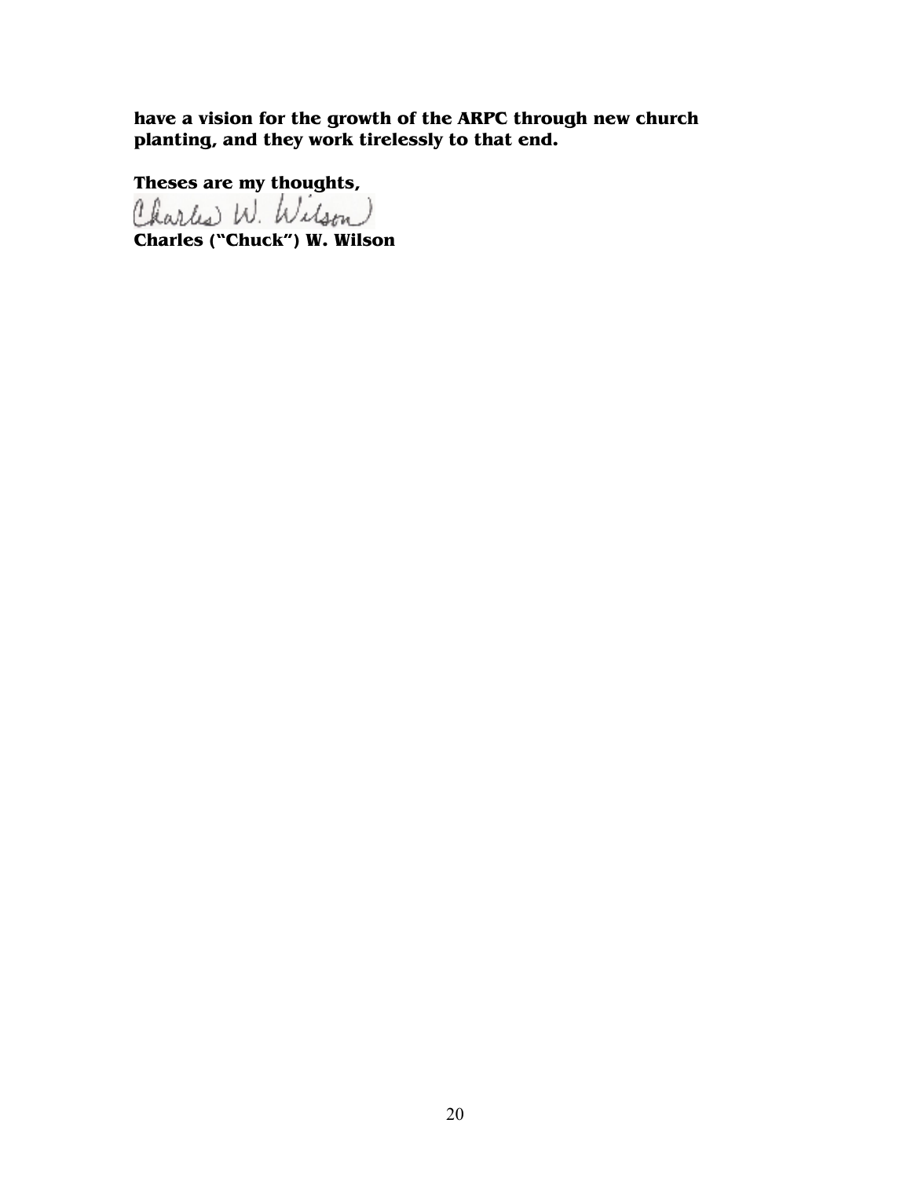**have a vision for the growth of the ARPC through new church planting, and they work tirelessly to that end.**

**Theses are my thoughts,**

Charles W. Wilson

**Charles ("Chuck") W. Wilson**